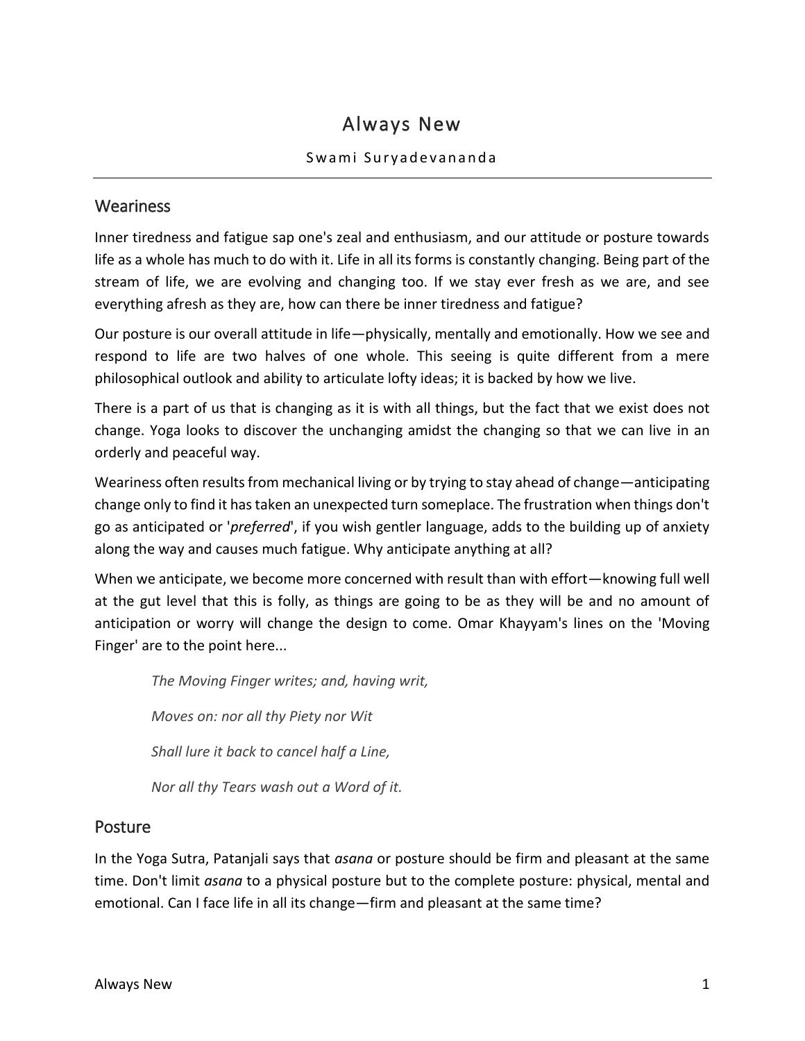# Always New

Swami Suryadevananda

## Weariness

Inner tiredness and fatigue sap one's zeal and enthusiasm, and our attitude or posture towards life as a whole has much to do with it. Life in all its forms is constantly changing. Being part of the stream of life, we are evolving and changing too. If we stay ever fresh as we are, and see everything afresh as they are, how can there be inner tiredness and fatigue?

Our posture is our overall attitude in life—physically, mentally and emotionally. How we see and respond to life are two halves of one whole. This seeing is quite different from a mere philosophical outlook and ability to articulate lofty ideas; it is backed by how we live.

There is a part of us that is changing as it is with all things, but the fact that we exist does not change. Yoga looks to discover the unchanging amidst the changing so that we can live in an orderly and peaceful way.

Weariness often results from mechanical living or by trying to stay ahead of change—anticipating change only to find it has taken an unexpected turn someplace. The frustration when things don't go as anticipated or '*preferred*', if you wish gentler language, adds to the building up of anxiety along the way and causes much fatigue. Why anticipate anything at all?

When we anticipate, we become more concerned with result than with effort—knowing full well at the gut level that this is folly, as things are going to be as they will be and no amount of anticipation or worry will change the design to come. Omar Khayyam's lines on the 'Moving Finger' are to the point here...

> *The Moving Finger writes; and, having writ,*
>
> *Moves on: nor all thy Piety nor Wit*
>
> *Shall lure it back to cancel half a Line,*
>
> *Nor all thy Tears wash out a Word of it.*

## Posture

In the Yoga Sutra, Patanjali says that *asana* or posture should be firm and pleasant at the same time. Don't limit *asana* to a physical posture but to the complete posture: physical, mental and emotional. Can I face life in all its change—firm and pleasant at the same time?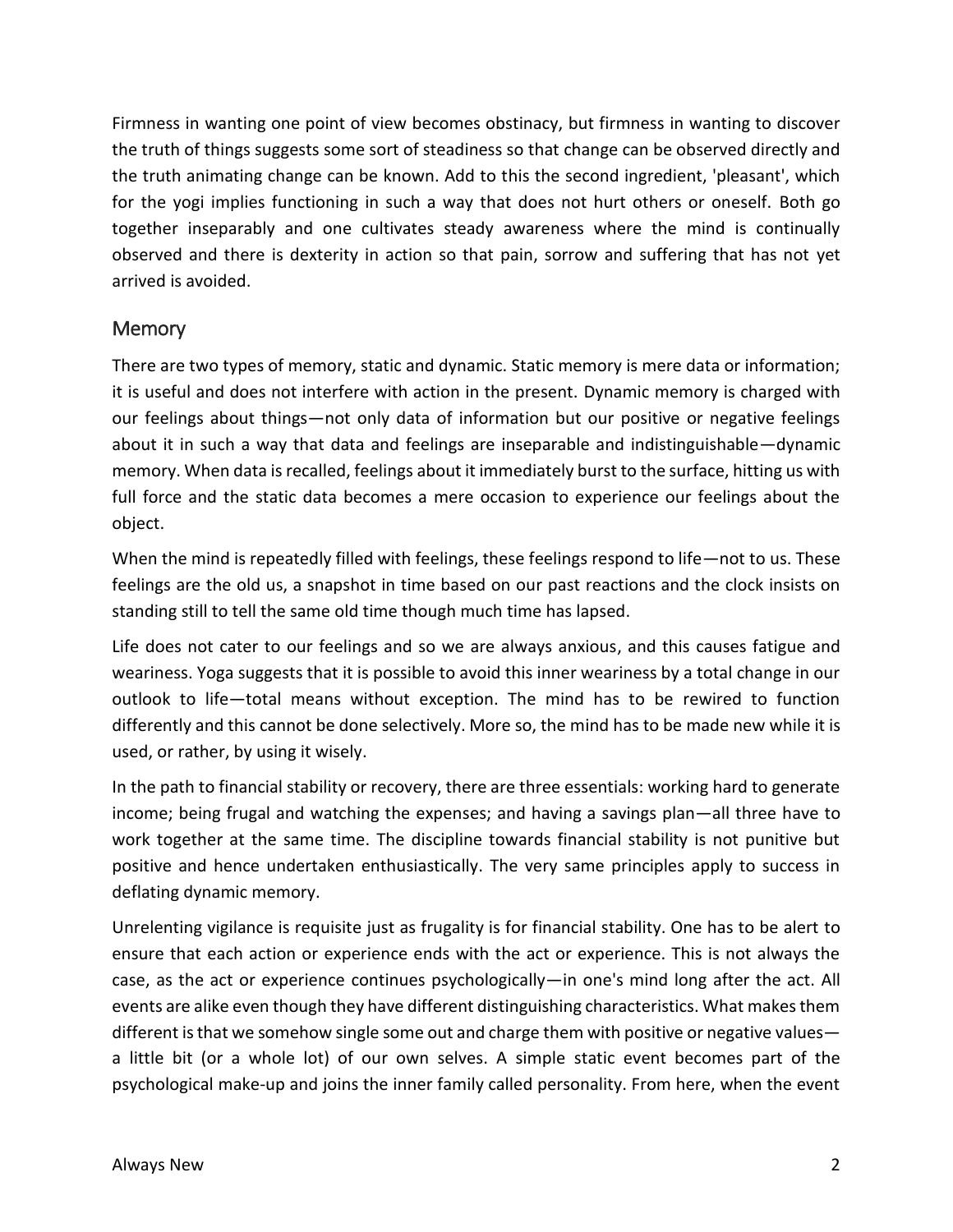Firmness in wanting one point of view becomes obstinacy, but firmness in wanting to discover the truth of things suggests some sort of steadiness so that change can be observed directly and the truth animating change can be known. Add to this the second ingredient, 'pleasant', which for the yogi implies functioning in such a way that does not hurt others or oneself. Both go together inseparably and one cultivates steady awareness where the mind is continually observed and there is dexterity in action so that pain, sorrow and suffering that has not yet arrived is avoided.

## Memory

There are two types of memory, static and dynamic. Static memory is mere data or information; it is useful and does not interfere with action in the present. Dynamic memory is charged with our feelings about things—not only data of information but our positive or negative feelings about it in such a way that data and feelings are inseparable and indistinguishable—dynamic memory. When data is recalled, feelings about it immediately burst to the surface, hitting us with full force and the static data becomes a mere occasion to experience our feelings about the object.

When the mind is repeatedly filled with feelings, these feelings respond to life—not to us. These feelings are the old us, a snapshot in time based on our past reactions and the clock insists on standing still to tell the same old time though much time has lapsed.

Life does not cater to our feelings and so we are always anxious, and this causes fatigue and weariness. Yoga suggests that it is possible to avoid this inner weariness by a total change in our outlook to life—total means without exception. The mind has to be rewired to function differently and this cannot be done selectively. More so, the mind has to be made new while it is used, or rather, by using it wisely.

In the path to financial stability or recovery, there are three essentials: working hard to generate income; being frugal and watching the expenses; and having a savings plan—all three have to work together at the same time. The discipline towards financial stability is not punitive but positive and hence undertaken enthusiastically. The very same principles apply to success in deflating dynamic memory.

Unrelenting vigilance is requisite just as frugality is for financial stability. One has to be alert to ensure that each action or experience ends with the act or experience. This is not always the case, as the act or experience continues psychologically—in one's mind long after the act. All events are alike even though they have different distinguishing characteristics. What makes them different is that we somehow single some out and charge them with positive or negative values—a little bit (or a whole lot) of our own selves. A simple static event becomes part of the psychological make-up and joins the inner family called personality. From here, when the event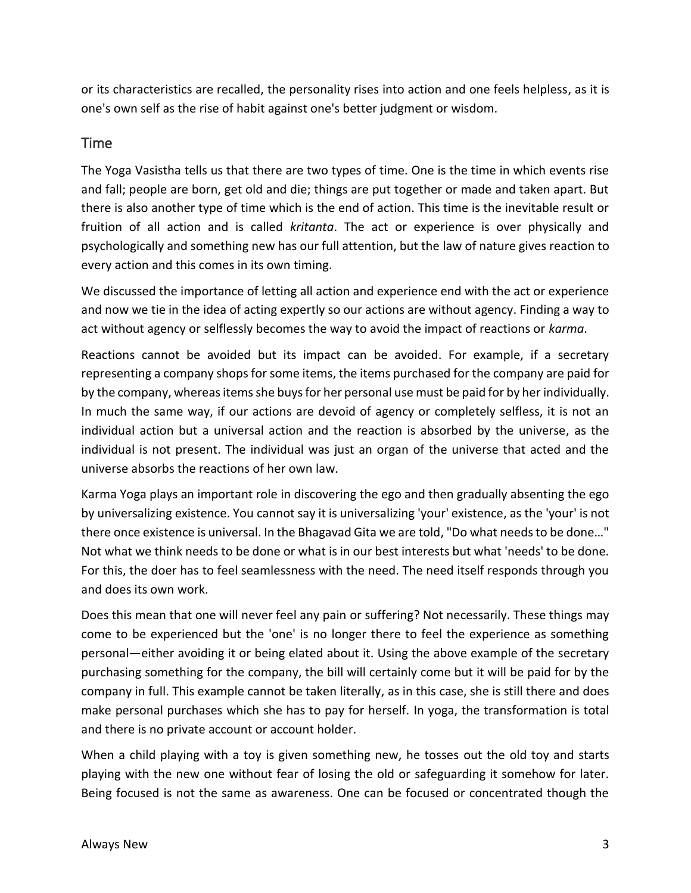or its characteristics are recalled, the personality rises into action and one feels helpless, as it is one's own self as the rise of habit against one's better judgment or wisdom.

## Time

The Yoga Vasistha tells us that there are two types of time. One is the time in which events rise and fall; people are born, get old and die; things are put together or made and taken apart. But there is also another type of time which is the end of action. This time is the inevitable result or fruition of all action and is called *kritanta*. The act or experience is over physically and psychologically and something new has our full attention, but the law of nature gives reaction to every action and this comes in its own timing.

We discussed the importance of letting all action and experience end with the act or experience and now we tie in the idea of acting expertly so our actions are without agency. Finding a way to act without agency or selflessly becomes the way to avoid the impact of reactions or *karma*.

Reactions cannot be avoided but its impact can be avoided. For example, if a secretary representing a company shops for some items, the items purchased for the company are paid for by the company, whereas items she buys for her personal use must be paid for by her individually. In much the same way, if our actions are devoid of agency or completely selfless, it is not an individual action but a universal action and the reaction is absorbed by the universe, as the individual is not present. The individual was just an organ of the universe that acted and the universe absorbs the reactions of her own law.

Karma Yoga plays an important role in discovering the ego and then gradually absenting the ego by universalizing existence. You cannot say it is universalizing 'your' existence, as the 'your' is not there once existence is universal. In the Bhagavad Gita we are told, "Do what needs to be done…" Not what we think needs to be done or what is in our best interests but what 'needs' to be done. For this, the doer has to feel seamlessness with the need. The need itself responds through you and does its own work.

Does this mean that one will never feel any pain or suffering? Not necessarily. These things may come to be experienced but the 'one' is no longer there to feel the experience as something personal—either avoiding it or being elated about it. Using the above example of the secretary purchasing something for the company, the bill will certainly come but it will be paid for by the company in full. This example cannot be taken literally, as in this case, she is still there and does make personal purchases which she has to pay for herself. In yoga, the transformation is total and there is no private account or account holder.

When a child playing with a toy is given something new, he tosses out the old toy and starts playing with the new one without fear of losing the old or safeguarding it somehow for later. Being focused is not the same as awareness. One can be focused or concentrated though the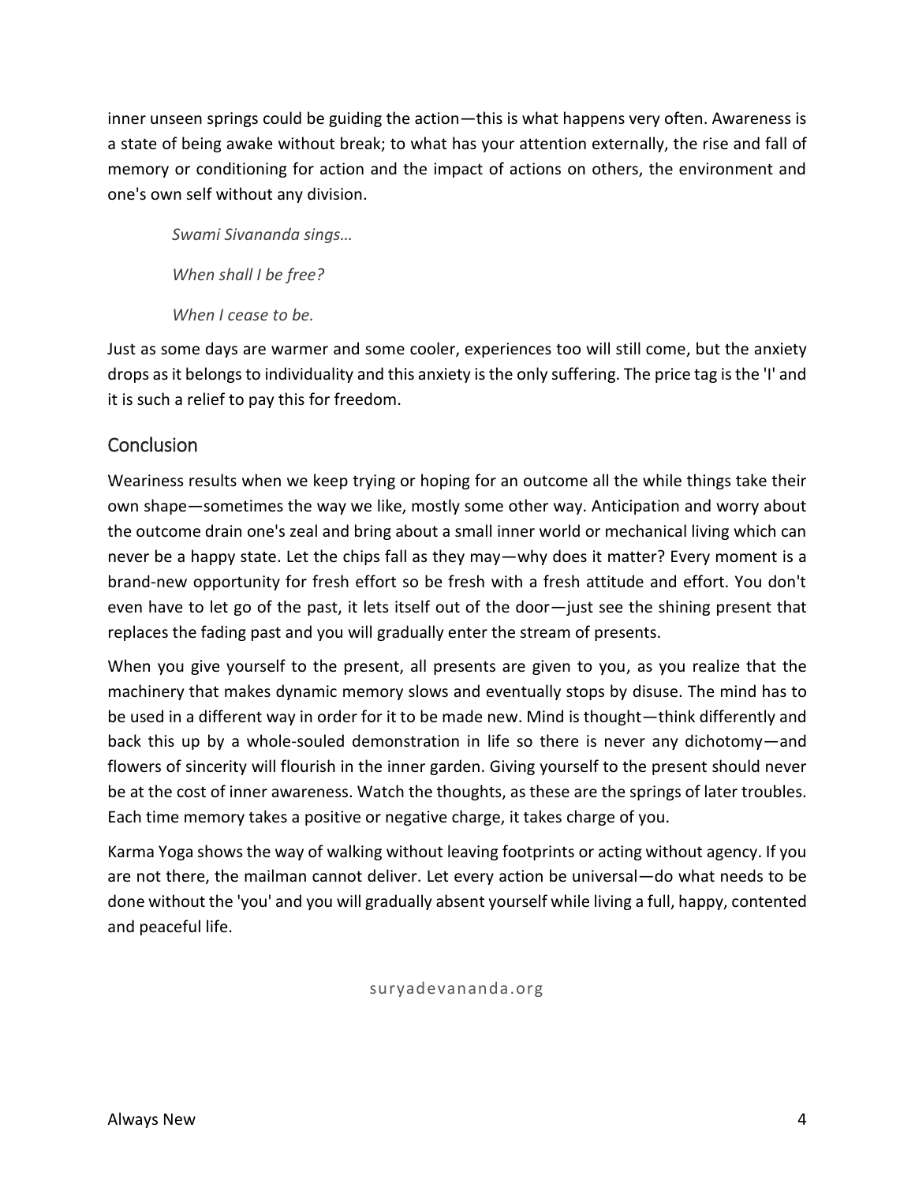inner unseen springs could be guiding the action—this is what happens very often. Awareness is a state of being awake without break; to what has your attention externally, the rise and fall of memory or conditioning for action and the impact of actions on others, the environment and one's own self without any division.

> *Swami Sivananda sings…*
>
> *When shall I be free?*
>
> *When I cease to be.*

Just as some days are warmer and some cooler, experiences too will still come, but the anxiety drops as it belongs to individuality and this anxiety is the only suffering. The price tag is the 'I' and it is such a relief to pay this for freedom.

## Conclusion

Weariness results when we keep trying or hoping for an outcome all the while things take their own shape—sometimes the way we like, mostly some other way. Anticipation and worry about the outcome drain one's zeal and bring about a small inner world or mechanical living which can never be a happy state. Let the chips fall as they may—why does it matter? Every moment is a brand-new opportunity for fresh effort so be fresh with a fresh attitude and effort. You don't even have to let go of the past, it lets itself out of the door—just see the shining present that replaces the fading past and you will gradually enter the stream of presents.

When you give yourself to the present, all presents are given to you, as you realize that the machinery that makes dynamic memory slows and eventually stops by disuse. The mind has to be used in a different way in order for it to be made new. Mind is thought—think differently and back this up by a whole-souled demonstration in life so there is never any dichotomy—and flowers of sincerity will flourish in the inner garden. Giving yourself to the present should never be at the cost of inner awareness. Watch the thoughts, as these are the springs of later troubles. Each time memory takes a positive or negative charge, it takes charge of you.

Karma Yoga shows the way of walking without leaving footprints or acting without agency. If you are not there, the mailman cannot deliver. Let every action be universal—do what needs to be done without the 'you' and you will gradually absent yourself while living a full, happy, contented and peaceful life.

suryadevananda.org